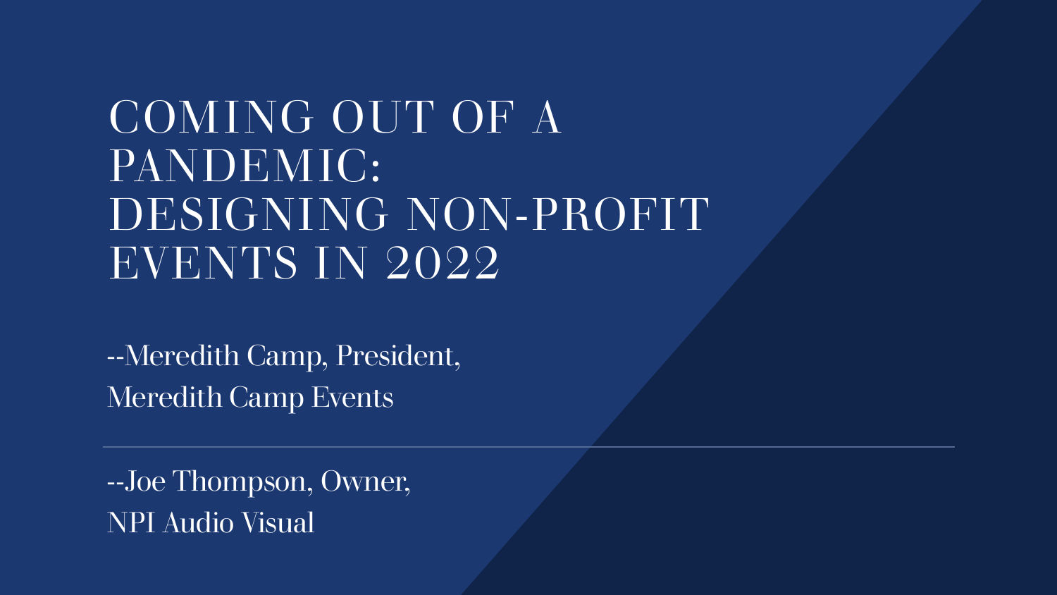# COMING OUT OF A PANDEMIC: DESIGNING NON-PROFIT EVENTS IN 2022

--Meredith Camp, President,
Meredith Camp Events

---

--Joe Thompson, Owner,
NPI Audio Visual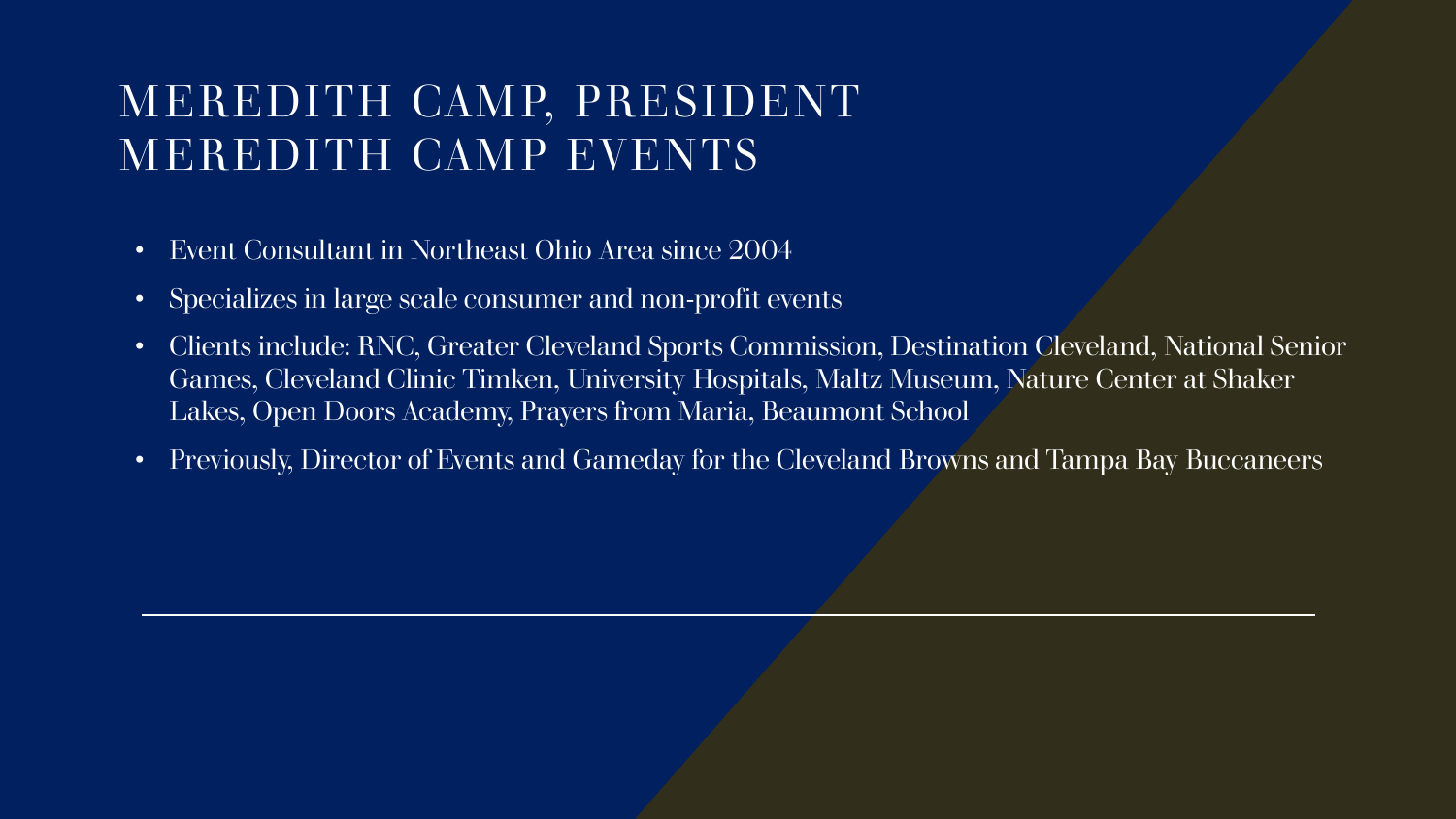# MEREDITH CAMP, PRESIDENT
# MEREDITH CAMP EVENTS

- Event Consultant in Northeast Ohio Area since 2004
- Specializes in large scale consumer and non-profit events
- Clients include: RNC, Greater Cleveland Sports Commission, Destination Cleveland, National Senior Games, Cleveland Clinic Timken, University Hospitals, Maltz Museum, Nature Center at Shaker Lakes, Open Doors Academy, Prayers from Maria, Beaumont School
- Previously, Director of Events and Gameday for the Cleveland Browns and Tampa Bay Buccaneers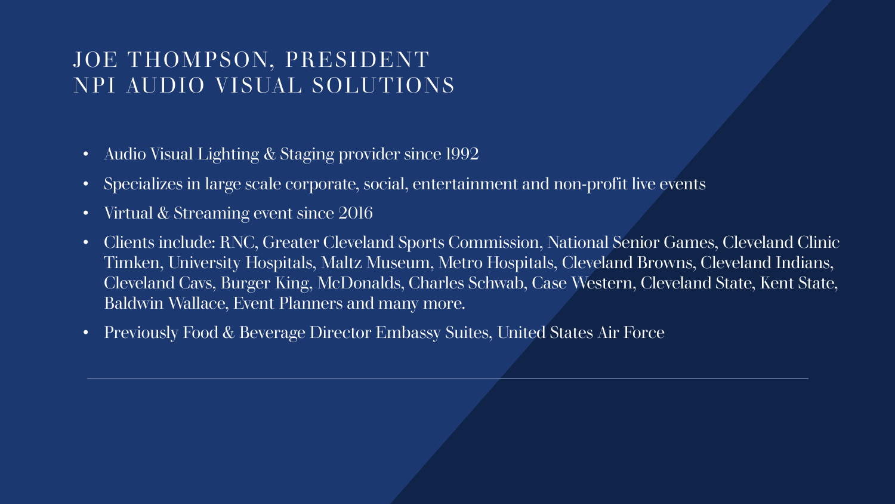# JOE THOMPSON, PRESIDENT
# NPI AUDIO VISUAL SOLUTIONS

- Audio Visual Lighting & Staging provider since 1992
- Specializes in large scale corporate, social, entertainment and non-profit live events
- Virtual & Streaming event since 2016
- Clients include: RNC, Greater Cleveland Sports Commission, National Senior Games, Cleveland Clinic Timken, University Hospitals, Maltz Museum, Metro Hospitals, Cleveland Browns, Cleveland Indians, Cleveland Cavs, Burger King, McDonalds, Charles Schwab, Case Western, Cleveland State, Kent State, Baldwin Wallace, Event Planners and many more.
- Previously Food & Beverage Director Embassy Suites, United States Air Force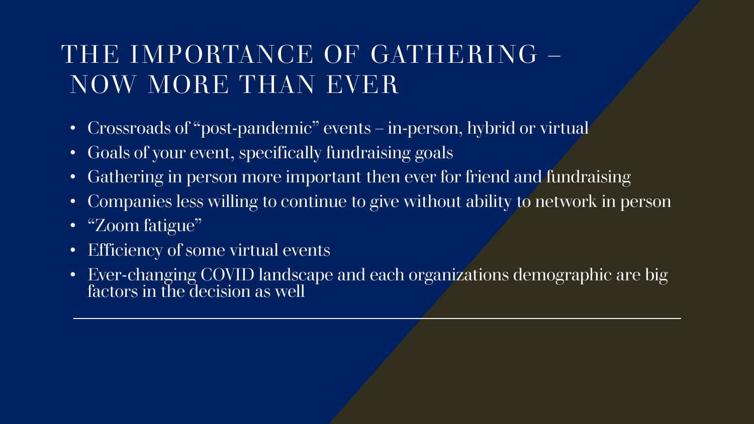# THE IMPORTANCE OF GATHERING – NOW MORE THAN EVER

- Crossroads of "post-pandemic" events – in-person, hybrid or virtual
- Goals of your event, specifically fundraising goals
- Gathering in person more important then ever for friend and fundraising
- Companies less willing to continue to give without ability to network in person
- "Zoom fatigue"
- Efficiency of some virtual events
- Ever-changing COVID landscape and each organizations demographic are big factors in the decision as well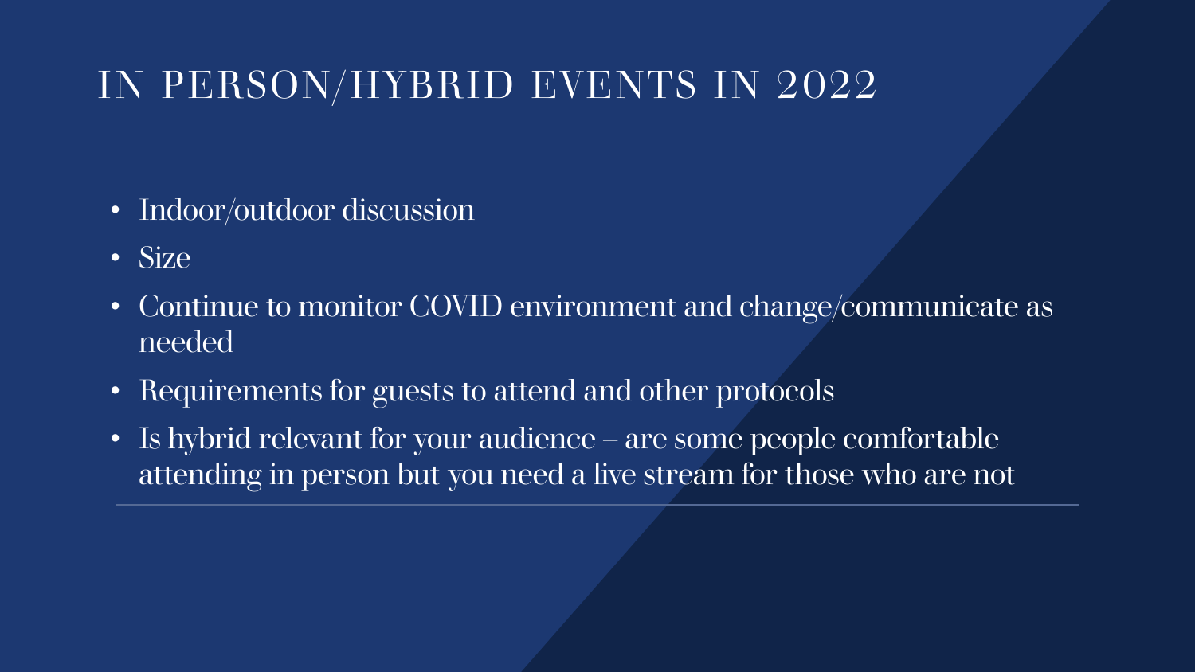# IN PERSON/HYBRID EVENTS IN 2022

- Indoor/outdoor discussion
- Size
- Continue to monitor COVID environment and change/communicate as needed
- Requirements for guests to attend and other protocols
- Is hybrid relevant for your audience – are some people comfortable attending in person but you need a live stream for those who are not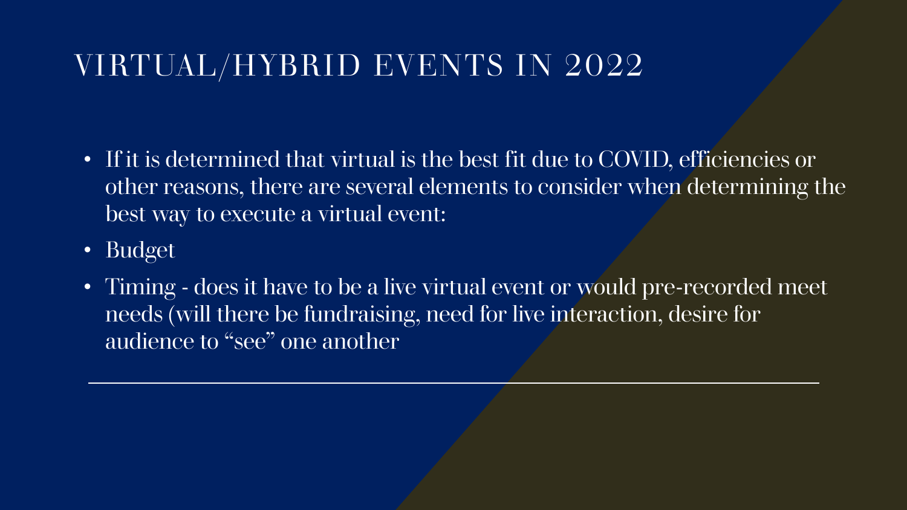# VIRTUAL/HYBRID EVENTS IN 2022

- If it is determined that virtual is the best fit due to COVID, efficiencies or other reasons, there are several elements to consider when determining the best way to execute a virtual event:
- Budget
- Timing - does it have to be a live virtual event or would pre-recorded meet needs (will there be fundraising, need for live interaction, desire for audience to "see" one another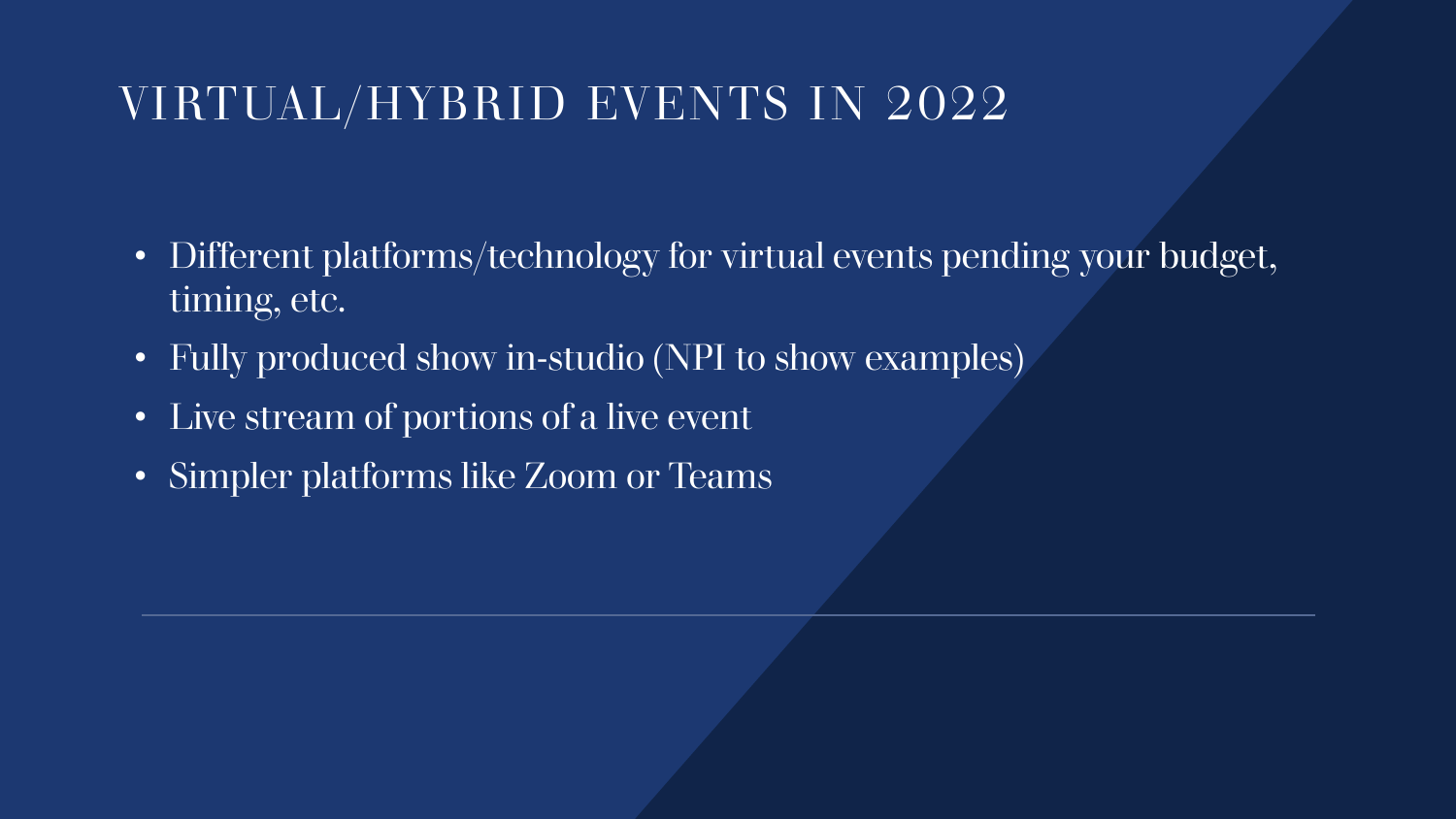# VIRTUAL/HYBRID EVENTS IN 2022

- Different platforms/technology for virtual events pending your budget, timing, etc.
- Fully produced show in-studio (NPI to show examples)
- Live stream of portions of a live event
- Simpler platforms like Zoom or Teams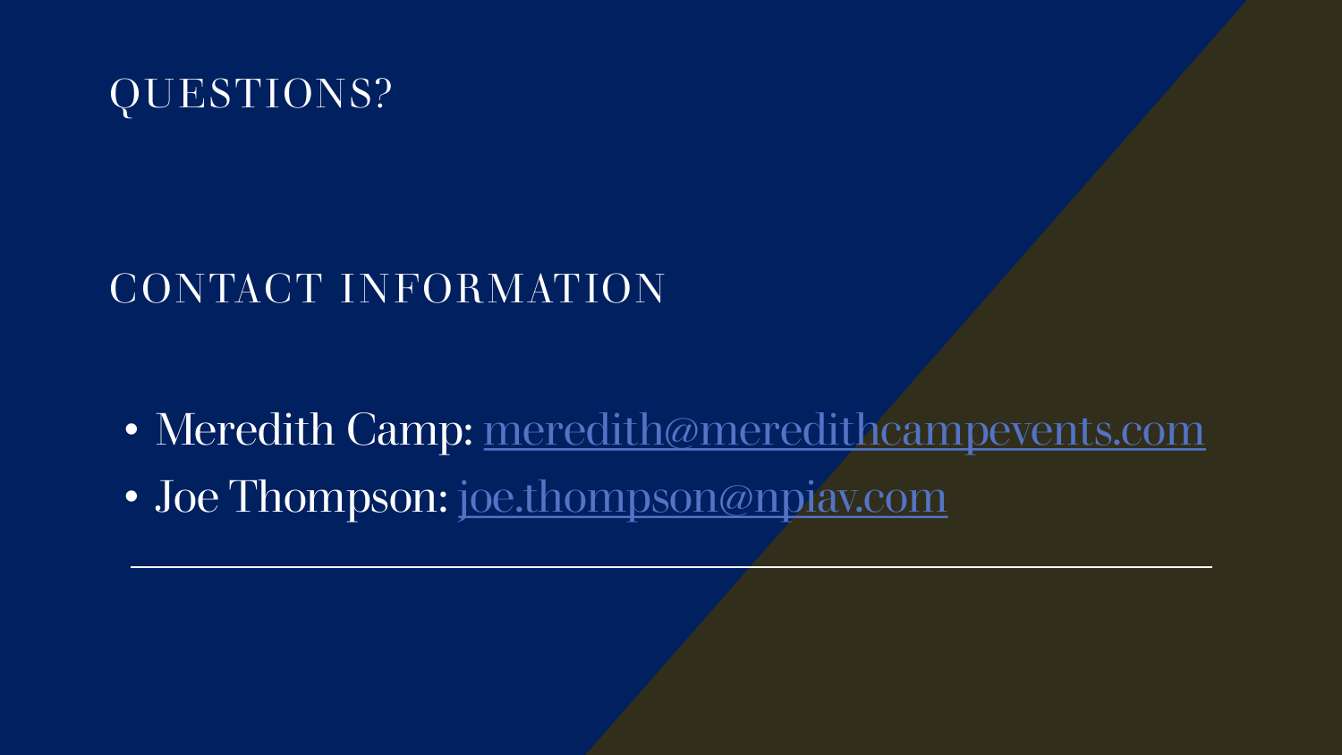# QUESTIONS?

## CONTACT INFORMATION

- Meredith Camp: meredith@meredithcampevents.com
- Joe Thompson: joe.thompson@npiav.com